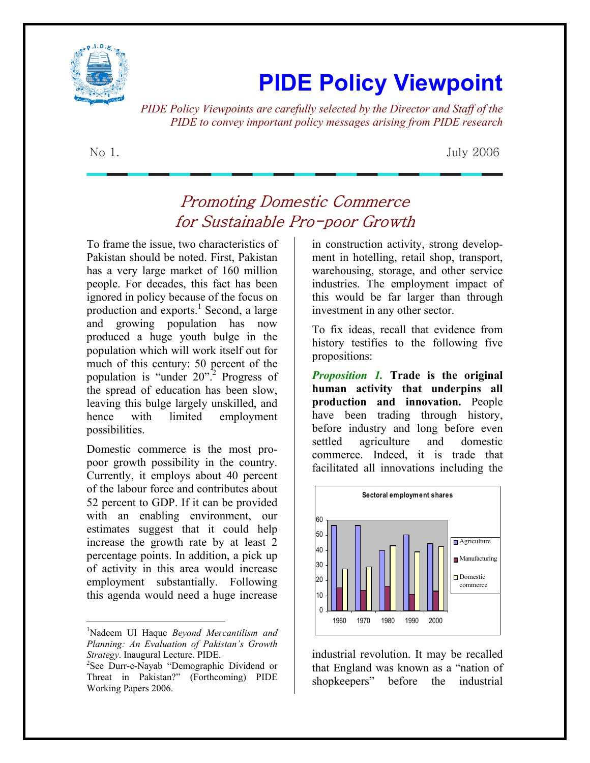# PIDE Policy Viewpoint

*PIDE Policy Viewpoints are carefully selected by the Director and Staff of the PIDE to convey important policy messages arising from PIDE research*

No 1. July 2006

## *Promoting Domestic Commerce for Sustainable Pro-poor Growth*

To frame the issue, two characteristics of Pakistan should be noted. First, Pakistan has a very large market of 160 million people. For decades, this fact has been ignored in policy because of the focus on production and exports.[1] Second, a large and growing population has now produced a huge youth bulge in the population which will work itself out for much of this century: 50 percent of the population is "under 20".[2] Progress of the spread of education has been slow, leaving this bulge largely unskilled, and hence with limited employment possibilities.

Domestic commerce is the most pro-poor growth possibility in the country. Currently, it employs about 40 percent of the labour force and contributes about 52 percent to GDP. If it can be provided with an enabling environment, our estimates suggest that it could help increase the growth rate by at least 2 percentage points. In addition, a pick up of activity in this area would increase employment substantially. Following this agenda would need a huge increase in construction activity, strong development in hotelling, retail shop, transport, warehousing, storage, and other service industries. The employment impact of this would be far larger than through investment in any other sector.

To fix ideas, recall that evidence from history testifies to the following five propositions:

***Proposition 1.*** **Trade is the original human activity that underpins all production and innovation.** People have been trading through history, before industry and long before even settled agriculture and domestic commerce. Indeed, it is trade that facilitated all innovations including the industrial revolution. It may be recalled that England was known as a "nation of shopkeepers" before the industrial

**Sectoral employment shares**

| Year | Agriculture | Manufacturing | Domestic commerce |
|---|---|---|---|
| 1960 | 56 | 15 | 27 |
| 1970 | 56 | 13 | 29 |
| 1980 | 40 | 16 | 43 |
| 1990 | 50 | 11 | 39 |
| 2000 | 44 | 13 | 42 |

---

[1] Nadeem Ul Haque *Beyond Mercantilism and Planning: An Evaluation of Pakistan's Growth Strategy*. Inaugural Lecture. PIDE.

[2] See Durr-e-Nayab "Demographic Dividend or Threat in Pakistan?" (Forthcoming) PIDE Working Papers 2006.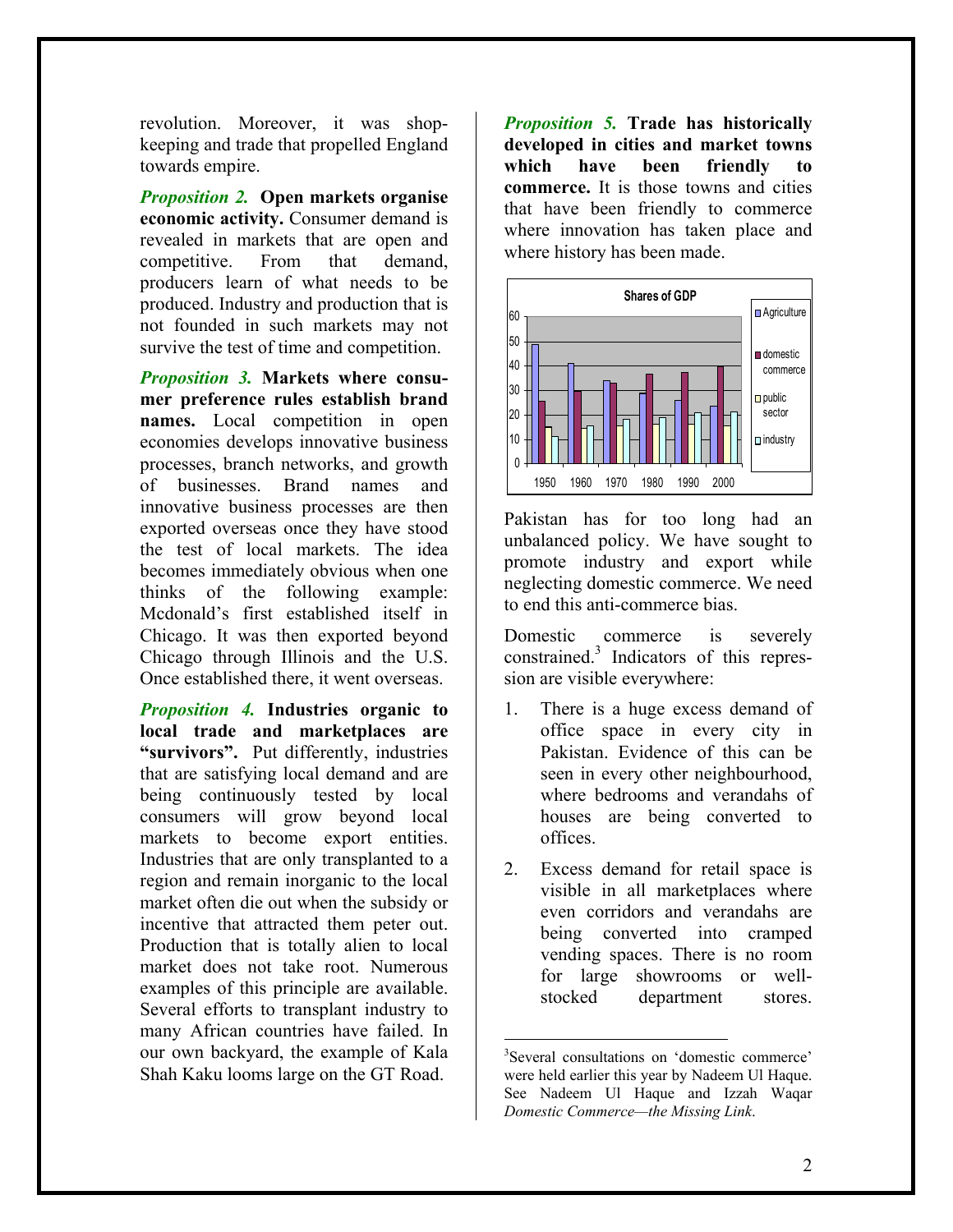revolution. Moreover, it was shop-keeping and trade that propelled England towards empire.

***Proposition 2.*** **Open markets organise economic activity.** Consumer demand is revealed in markets that are open and competitive. From that demand, producers learn of what needs to be produced. Industry and production that is not founded in such markets may not survive the test of time and competition.

***Proposition 3.*** **Markets where consumer preference rules establish brand names.** Local competition in open economies develops innovative business processes, branch networks, and growth of businesses. Brand names and innovative business processes are then exported overseas once they have stood the test of local markets. The idea becomes immediately obvious when one thinks of the following example: Mcdonald's first established itself in Chicago. It was then exported beyond Chicago through Illinois and the U.S. Once established there, it went overseas.

***Proposition 4.*** **Industries organic to local trade and marketplaces are "survivors".** Put differently, industries that are satisfying local demand and are being continuously tested by local consumers will grow beyond local markets to become export entities. Industries that are only transplanted to a region and remain inorganic to the local market often die out when the subsidy or incentive that attracted them peter out. Production that is totally alien to local market does not take root. Numerous examples of this principle are available. Several efforts to transplant industry to many African countries have failed. In our own backyard, the example of Kala Shah Kaku looms large on the GT Road.

***Proposition 5.*** **Trade has historically developed in cities and market towns which have been friendly to commerce.** It is those towns and cities that have been friendly to commerce where innovation has taken place and where history has been made.

Pakistan has for too long had an unbalanced policy. We have sought to promote industry and export while neglecting domestic commerce. We need to end this anti-commerce bias.

Domestic commerce is severely constrained.[3] Indicators of this repression are visible everywhere:

1. There is a huge excess demand of office space in every city in Pakistan. Evidence of this can be seen in every other neighbourhood, where bedrooms and verandahs of houses are being converted to offices.
2. Excess demand for retail space is visible in all marketplaces where even corridors and verandahs are being converted into cramped vending spaces. There is no room for large showrooms or well-stocked department stores.

---

[3] Several consultations on 'domestic commerce' were held earlier this year by Nadeem Ul Haque. See Nadeem Ul Haque and Izzah Waqar *Domestic Commerce—the Missing Link*.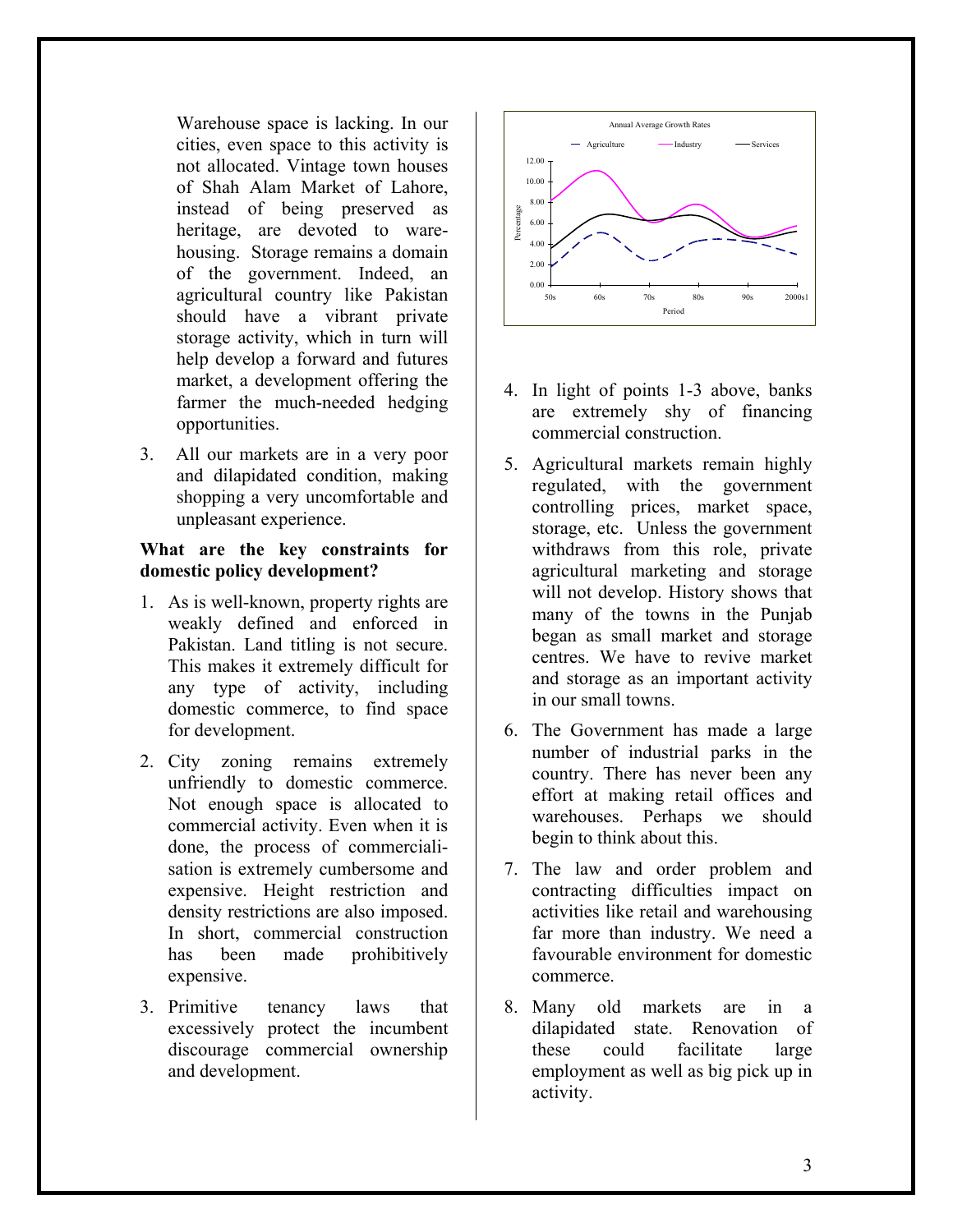Warehouse space is lacking. In our cities, even space to this activity is not allocated. Vintage town houses of Shah Alam Market of Lahore, instead of being preserved as heritage, are devoted to warehousing. Storage remains a domain of the government. Indeed, an agricultural country like Pakistan should have a vibrant private storage activity, which in turn will help develop a forward and futures market, a development offering the farmer the much-needed hedging opportunities.

3. All our markets are in a very poor and dilapidated condition, making shopping a very uncomfortable and unpleasant experience.

**What are the key constraints for domestic policy development?**

1. As is well-known, property rights are weakly defined and enforced in Pakistan. Land titling is not secure. This makes it extremely difficult for any type of activity, including domestic commerce, to find space for development.
2. City zoning remains extremely unfriendly to domestic commerce. Not enough space is allocated to commercial activity. Even when it is done, the process of commercialisation is extremely cumbersome and expensive. Height restriction and density restrictions are also imposed. In short, commercial construction has been made prohibitively expensive.
3. Primitive tenancy laws that excessively protect the incumbent discourage commercial ownership and development.
4. In light of points 1-3 above, banks are extremely shy of financing commercial construction.
5. Agricultural markets remain highly regulated, with the government controlling prices, market space, storage, etc. Unless the government withdraws from this role, private agricultural marketing and storage will not develop. History shows that many of the towns in the Punjab began as small market and storage centres. We have to revive market and storage as an important activity in our small towns.
6. The Government has made a large number of industrial parks in the country. There has never been any effort at making retail offices and warehouses. Perhaps we should begin to think about this.
7. The law and order problem and contracting difficulties impact on activities like retail and warehousing far more than industry. We need a favourable environment for domestic commerce.
8. Many old markets are in a dilapidated state. Renovation of these could facilitate large employment as well as big pick up in activity.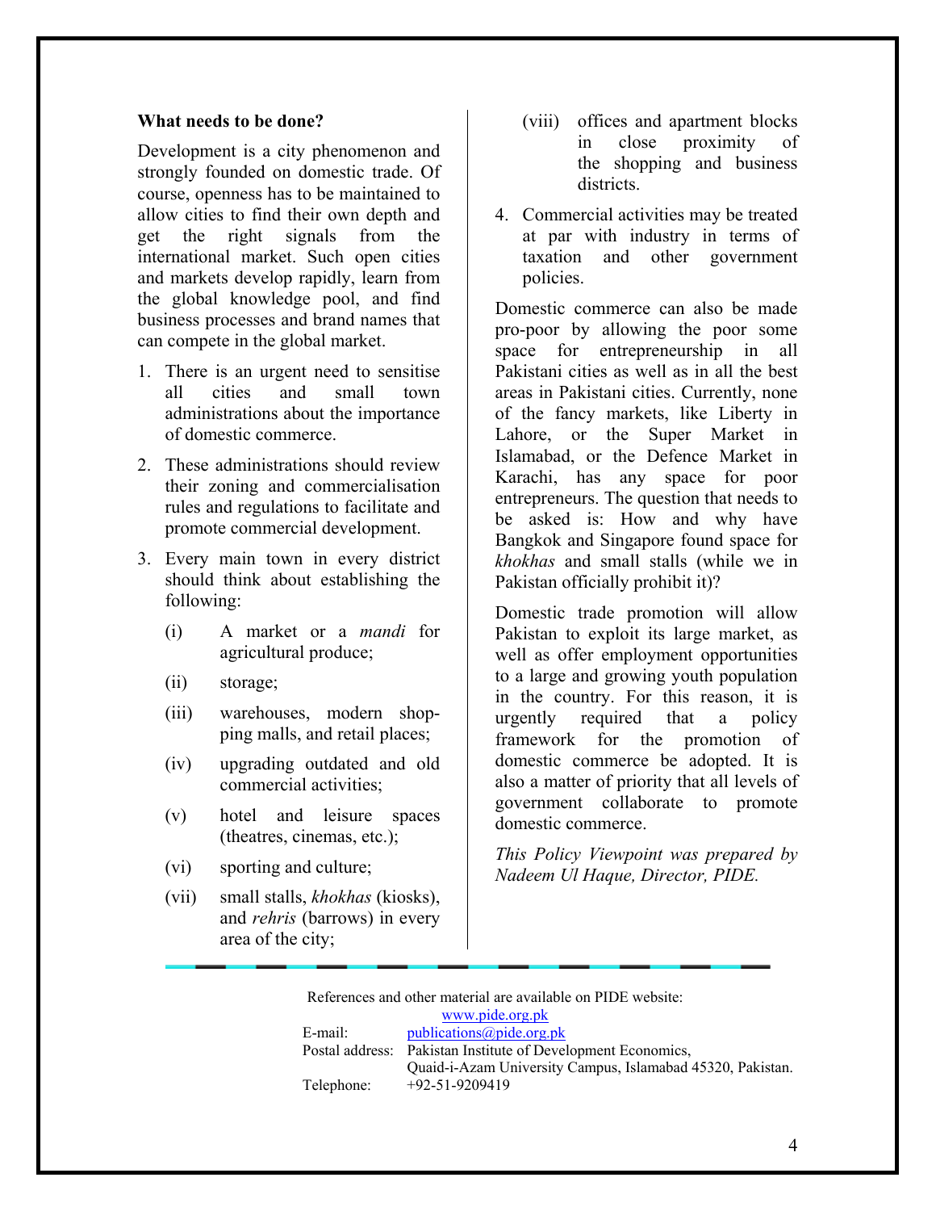**What needs to be done?**

Development is a city phenomenon and strongly founded on domestic trade. Of course, openness has to be maintained to allow cities to find their own depth and get the right signals from the international market. Such open cities and markets develop rapidly, learn from the global knowledge pool, and find business processes and brand names that can compete in the global market.

1. There is an urgent need to sensitise all cities and small town administrations about the importance of domestic commerce.

2. These administrations should review their zoning and commercialisation rules and regulations to facilitate and promote commercial development.

3. Every main town in every district should think about establishing the following:

   (i) A market or a *mandi* for agricultural produce;

   (ii) storage;

   (iii) warehouses, modern shopping malls, and retail places;

   (iv) upgrading outdated and old commercial activities;

   (v) hotel and leisure spaces (theatres, cinemas, etc.);

   (vi) sporting and culture;

   (vii) small stalls, *khokhas* (kiosks), and *rehris* (barrows) in every area of the city;

   (viii) offices and apartment blocks in close proximity of the shopping and business districts.

4. Commercial activities may be treated at par with industry in terms of taxation and other government policies.

Domestic commerce can also be made pro-poor by allowing the poor some space for entrepreneurship in all Pakistani cities as well as in all the best areas in Pakistani cities. Currently, none of the fancy markets, like Liberty in Lahore, or the Super Market in Islamabad, or the Defence Market in Karachi, has any space for poor entrepreneurs. The question that needs to be asked is: How and why have Bangkok and Singapore found space for *khokhas* and small stalls (while we in Pakistan officially prohibit it)?

Domestic trade promotion will allow Pakistan to exploit its large market, as well as offer employment opportunities to a large and growing youth population in the country. For this reason, it is urgently required that a policy framework for the promotion of domestic commerce be adopted. It is also a matter of priority that all levels of government collaborate to promote domestic commerce.

*This Policy Viewpoint was prepared by Nadeem Ul Haque, Director, PIDE.*

References and other material are available on PIDE website: www.pide.org.pk

E-mail: publications@pide.org.pk

Postal address: Pakistan Institute of Development Economics, Quaid-i-Azam University Campus, Islamabad 45320, Pakistan.

Telephone: +92-51-9209419